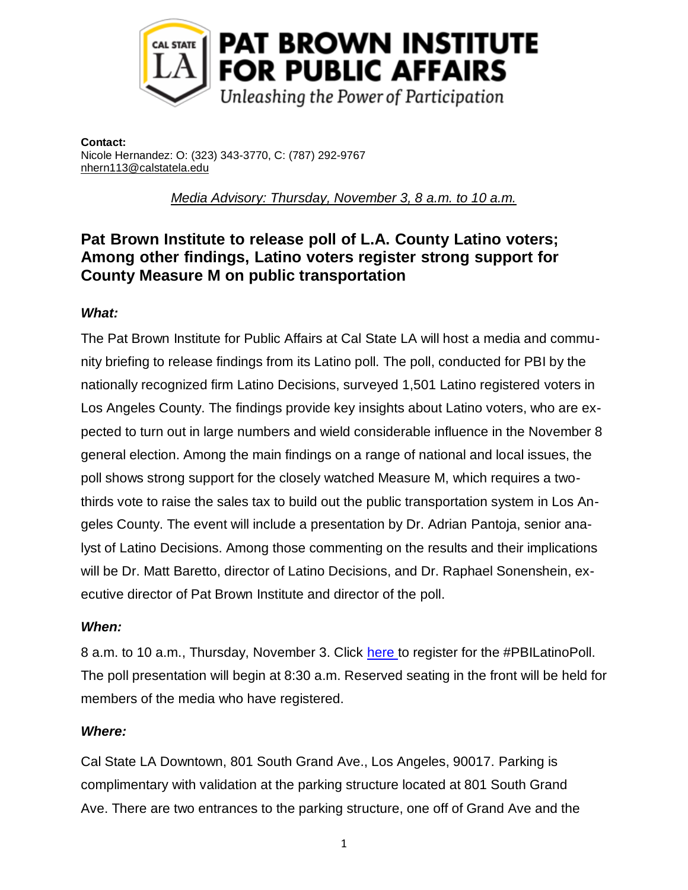**PAT BROWN INSTITUTE FOR PUBLIC AFFAIRS**

*Unleashing the Power of Participation*

**Contact:**
Nicole Hernandez: O: (323) 343-3770, C: (787) 292-9767
nhern113@calstatela.edu

*Media Advisory: Thursday, November 3, 8 a.m. to 10 a.m.*

## Pat Brown Institute to release poll of L.A. County Latino voters; Among other findings, Latino voters register strong support for County Measure M on public transportation

***What:***

The Pat Brown Institute for Public Affairs at Cal State LA will host a media and community briefing to release findings from its Latino poll. The poll, conducted for PBI by the nationally recognized firm Latino Decisions, surveyed 1,501 Latino registered voters in Los Angeles County. The findings provide key insights about Latino voters, who are expected to turn out in large numbers and wield considerable influence in the November 8 general election. Among the main findings on a range of national and local issues, the poll shows strong support for the closely watched Measure M, which requires a two-thirds vote to raise the sales tax to build out the public transportation system in Los Angeles County. The event will include a presentation by Dr. Adrian Pantoja, senior analyst of Latino Decisions. Among those commenting on the results and their implications will be Dr. Matt Baretto, director of Latino Decisions, and Dr. Raphael Sonenshein, executive director of Pat Brown Institute and director of the poll.

***When:***

8 a.m. to 10 a.m., Thursday, November 3. Click here to register for the #PBILatinoPoll. The poll presentation will begin at 8:30 a.m. Reserved seating in the front will be held for members of the media who have registered.

***Where:***

Cal State LA Downtown, 801 South Grand Ave., Los Angeles, 90017. Parking is complimentary with validation at the parking structure located at 801 South Grand Ave. There are two entrances to the parking structure, one off of Grand Ave and the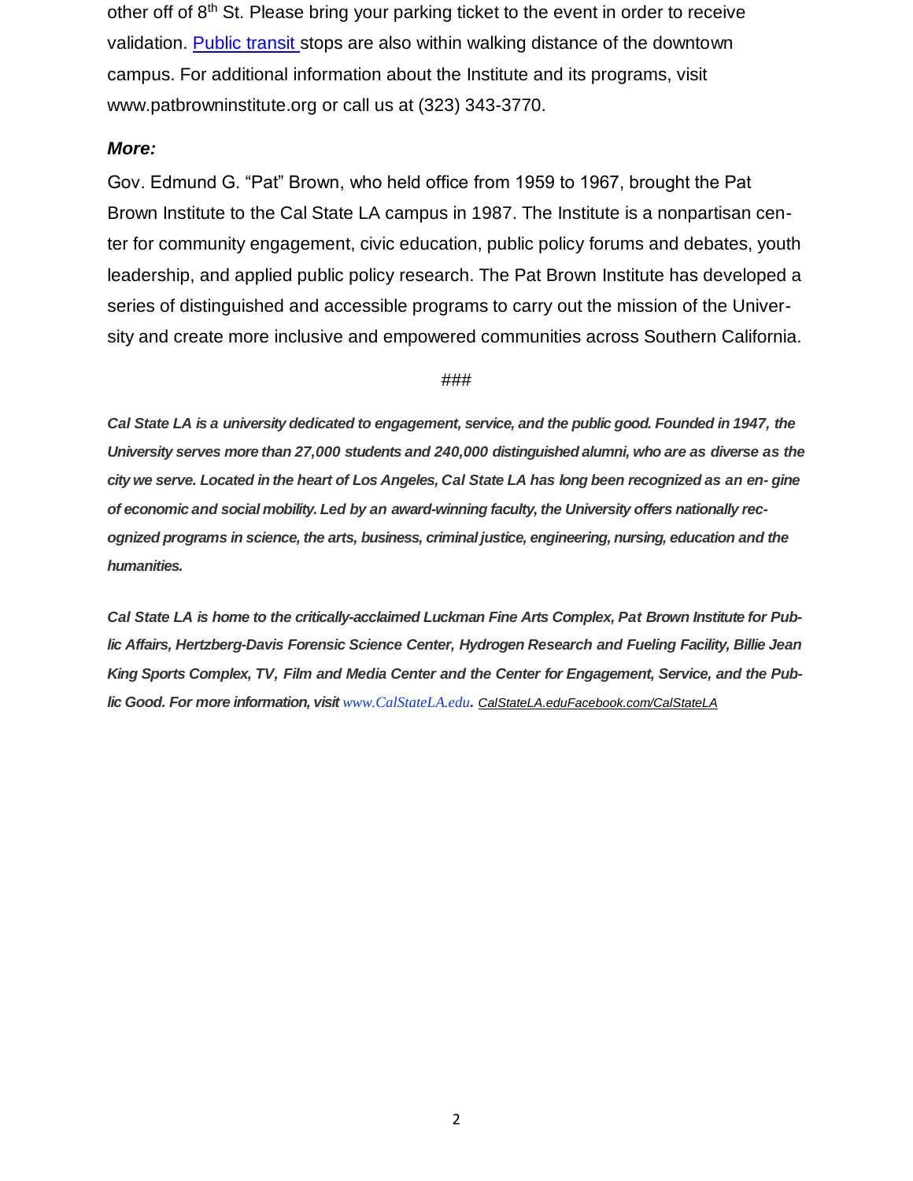other off of 8th St. Please bring your parking ticket to the event in order to receive validation. [Public transit ]stops are also within walking distance of the downtown campus. For additional information about the Institute and its programs, visit www.patbrowninstitute.org or call us at (323) 343-3770.

***More:***

Gov. Edmund G. "Pat" Brown, who held office from 1959 to 1967, brought the Pat Brown Institute to the Cal State LA campus in 1987. The Institute is a nonpartisan center for community engagement, civic education, public policy forums and debates, youth leadership, and applied public policy research. The Pat Brown Institute has developed a series of distinguished and accessible programs to carry out the mission of the University and create more inclusive and empowered communities across Southern California.

###

***Cal State LA is a university dedicated to engagement, service, and the public good. Founded in 1947, the University serves more than 27,000 students and 240,000 distinguished alumni, who are as diverse as the city we serve. Located in the heart of Los Angeles, Cal State LA has long been recognized as an engine of economic and social mobility. Led by an award-winning faculty, the University offers nationally recognized programs in science, the arts, business, criminal justice, engineering, nursing, education and the humanities.***

***Cal State LA is home to the critically-acclaimed Luckman Fine Arts Complex, Pat Brown Institute for Public Affairs, Hertzberg-Davis Forensic Science Center, Hydrogen Research and Fueling Facility, Billie Jean King Sports Complex, TV, Film and Media Center and the Center for Engagement, Service, and the Public Good. For more information, visit*** www.CalStateLA.edu. CalStateLA.eduFacebook.com/CalStateLA